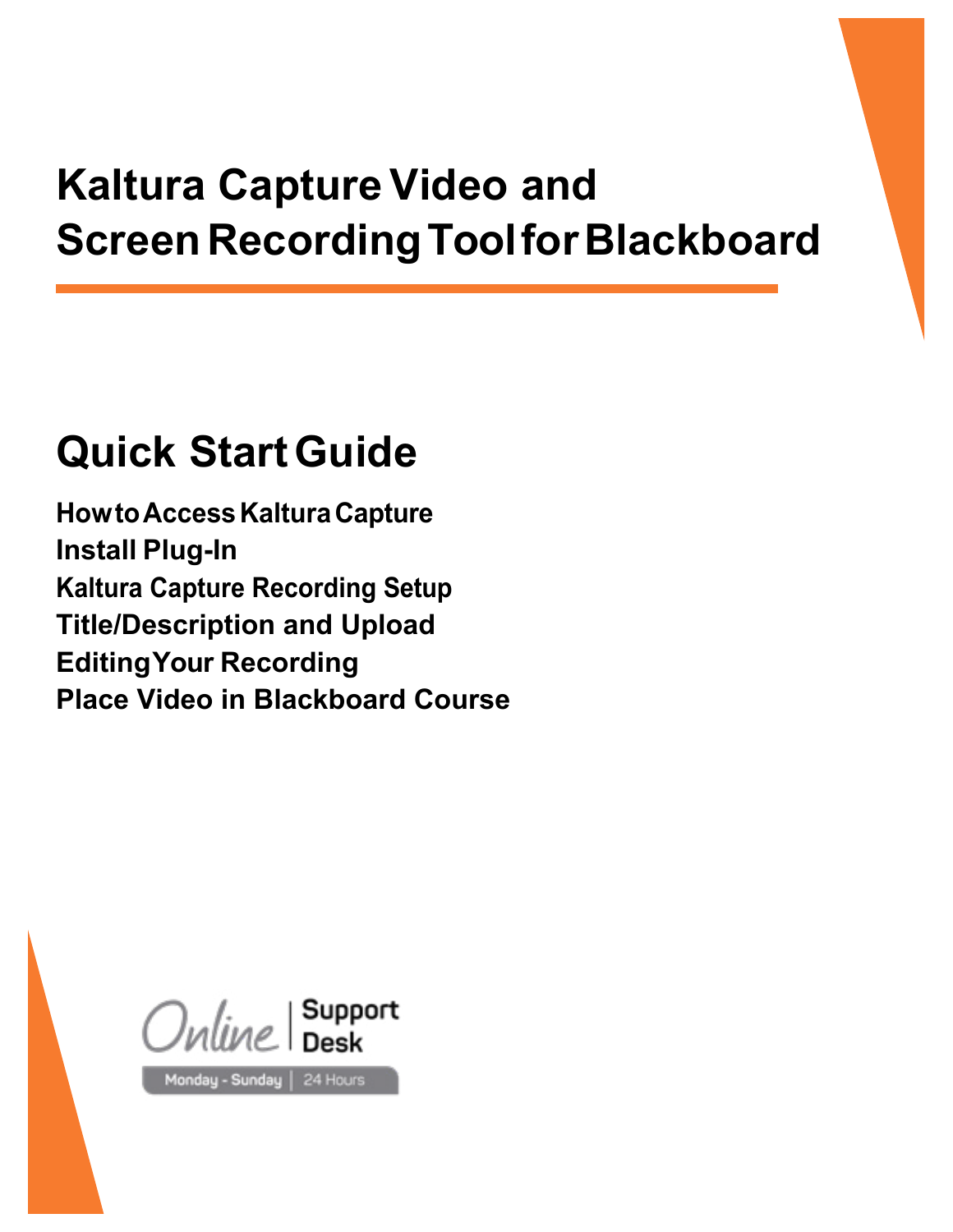# Kaltura Capture Video and Screen Recording Tool for Blackboard

## Quick Start Guide

**How to Access Kaltura Capture**
**Install Plug-In**
**Kaltura Capture Recording Setup**
**Title/Description and Upload**
**Editing Your Recording**
**Place Video in Blackboard Course**

Online | Support Desk

Monday - Sunday | 24 Hours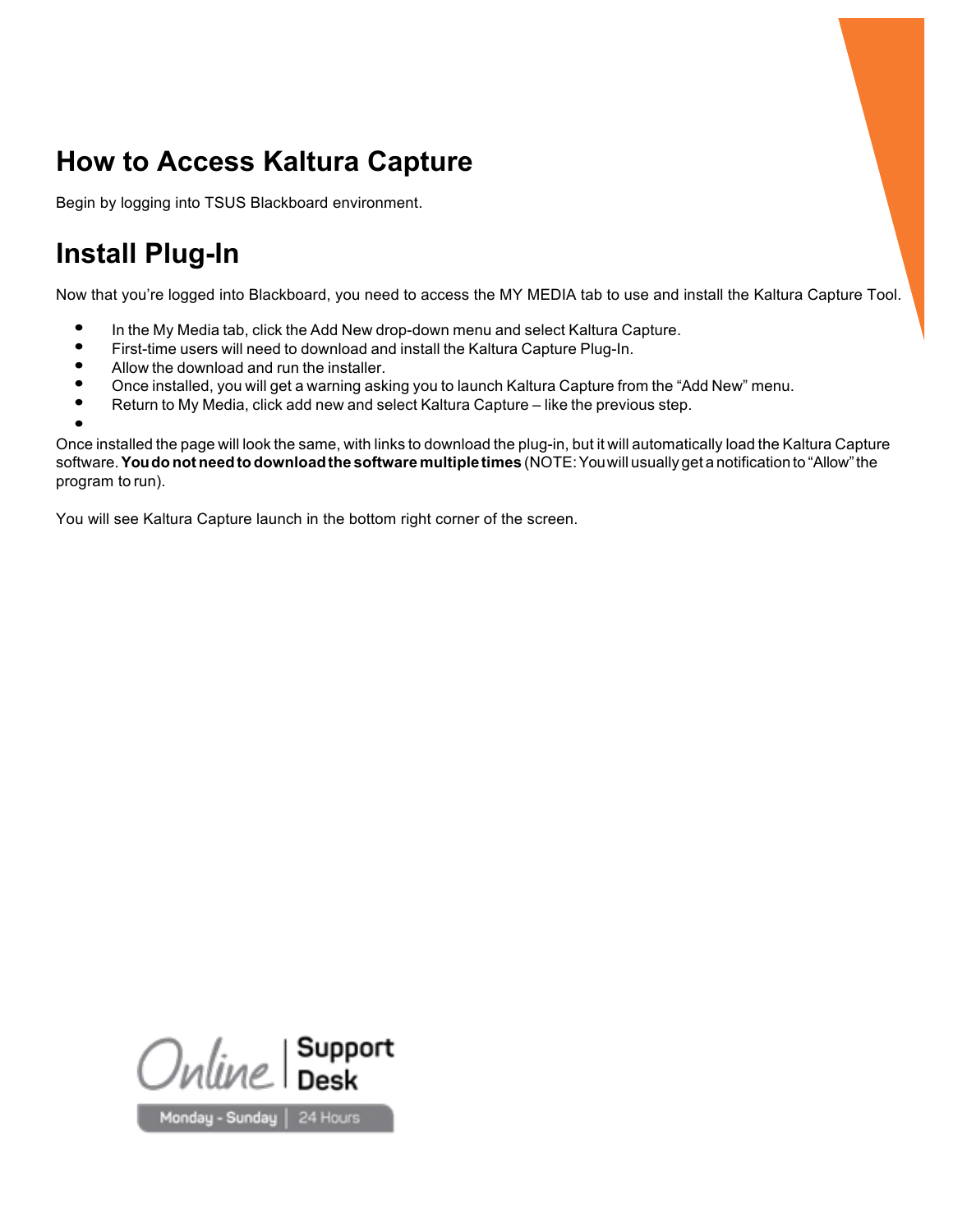# How to Access Kaltura Capture

Begin by logging into TSUS Blackboard environment.

# Install Plug-In

Now that you're logged into Blackboard, you need to access the MY MEDIA tab to use and install the Kaltura Capture Tool.

- In the My Media tab, click the Add New drop-down menu and select Kaltura Capture.
- First-time users will need to download and install the Kaltura Capture Plug-In.
- Allow the download and run the installer.
- Once installed, you will get a warning asking you to launch Kaltura Capture from the "Add New" menu.
- Return to My Media, click add new and select Kaltura Capture – like the previous step.
-

Once installed the page will look the same, with links to download the plug-in, but it will automatically load the Kaltura Capture software. **You do not need to download the software multiple times** (NOTE: You will usually get a notification to "Allow" the program to run).

You will see Kaltura Capture launch in the bottom right corner of the screen.

Online | Support Desk

Monday - Sunday | 24 Hours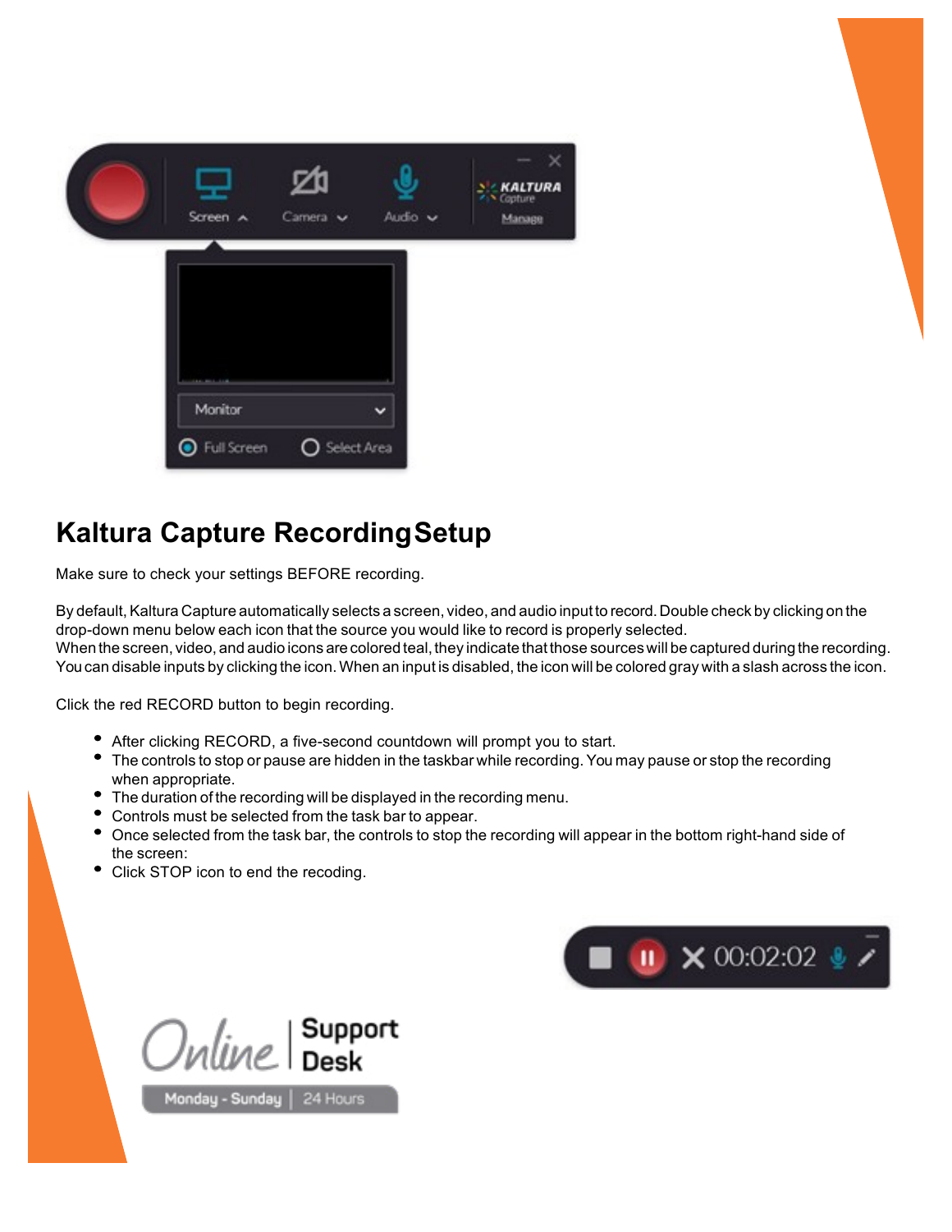## Kaltura Capture Recording Setup

Make sure to check your settings BEFORE recording.

By default, Kaltura Capture automatically selects a screen, video, and audio input to record. Double check by clicking on the drop-down menu below each icon that the source you would like to record is properly selected.
When the screen, video, and audio icons are colored teal, they indicate that those sources will be captured during the recording. You can disable inputs by clicking the icon. When an input is disabled, the icon will be colored gray with a slash across the icon.

Click the red RECORD button to begin recording.

- After clicking RECORD, a five-second countdown will prompt you to start.
- The controls to stop or pause are hidden in the taskbar while recording. You may pause or stop the recording when appropriate.
- The duration of the recording will be displayed in the recording menu.
- Controls must be selected from the task bar to appear.
- Once selected from the task bar, the controls to stop the recording will appear in the bottom right-hand side of the screen:
- Click STOP icon to end the recoding.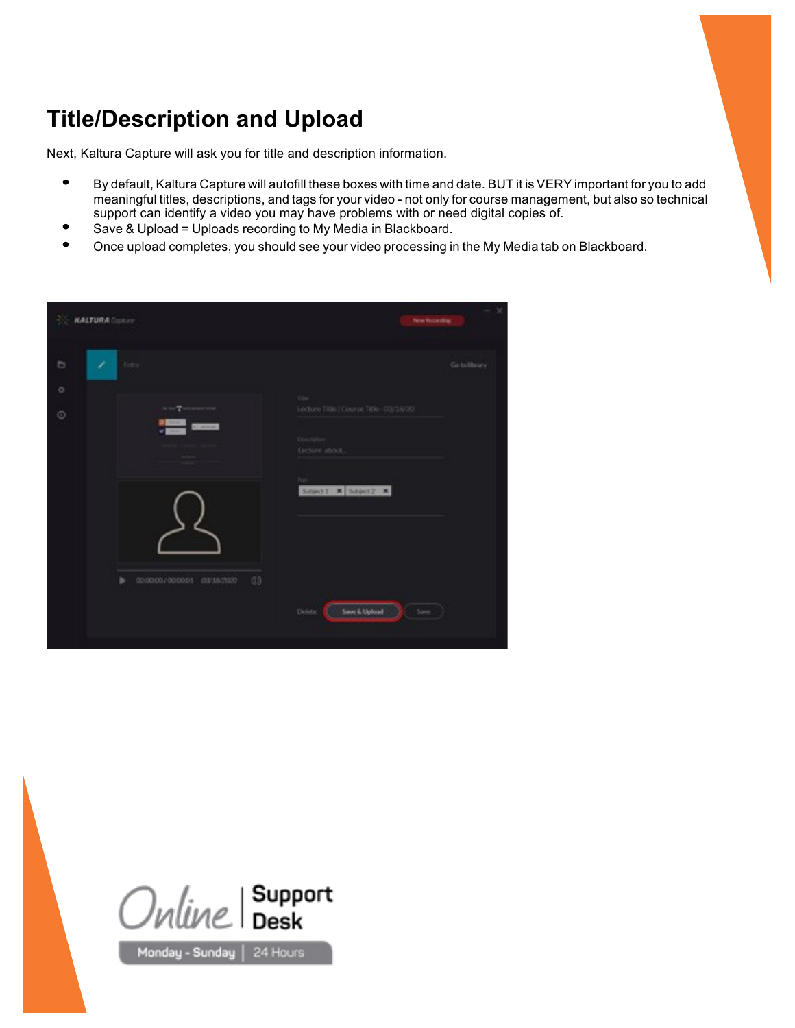# Title/Description and Upload

Next, Kaltura Capture will ask you for title and description information.

- By default, Kaltura Capture will autofill these boxes with time and date. BUT it is VERY important for you to add meaningful titles, descriptions, and tags for your video - not only for course management, but also so technical support can identify a video you may have problems with or need digital copies of.
- Save & Upload = Uploads recording to My Media in Blackboard.
- Once upload completes, you should see your video processing in the My Media tab on Blackboard.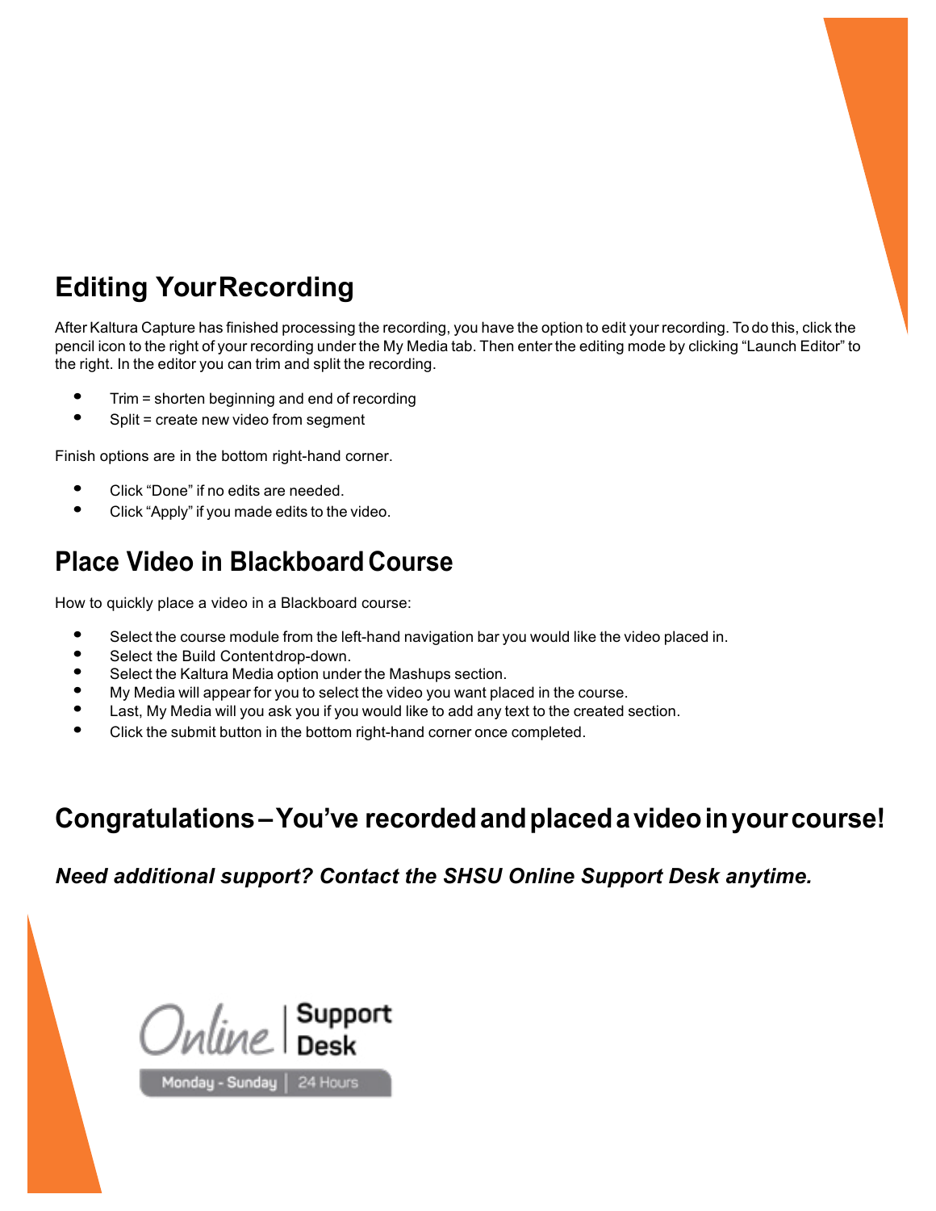## Editing Your Recording

After Kaltura Capture has finished processing the recording, you have the option to edit your recording. To do this, click the pencil icon to the right of your recording under the My Media tab. Then enter the editing mode by clicking "Launch Editor" to the right. In the editor you can trim and split the recording.

- Trim = shorten beginning and end of recording
- Split = create new video from segment

Finish options are in the bottom right-hand corner.

- Click "Done" if no edits are needed.
- Click "Apply" if you made edits to the video.

## Place Video in Blackboard Course

How to quickly place a video in a Blackboard course:

- Select the course module from the left-hand navigation bar you would like the video placed in.
- Select the Build Content drop-down.
- Select the Kaltura Media option under the Mashups section.
- My Media will appear for you to select the video you want placed in the course.
- Last, My Media will you ask you if you would like to add any text to the created section.
- Click the submit button in the bottom right-hand corner once completed.

## Congratulations – You've recorded and placed a video in your course!

***Need additional support? Contact the SHSU Online Support Desk anytime.***

Online | Support Desk

Monday - Sunday | 24 Hours